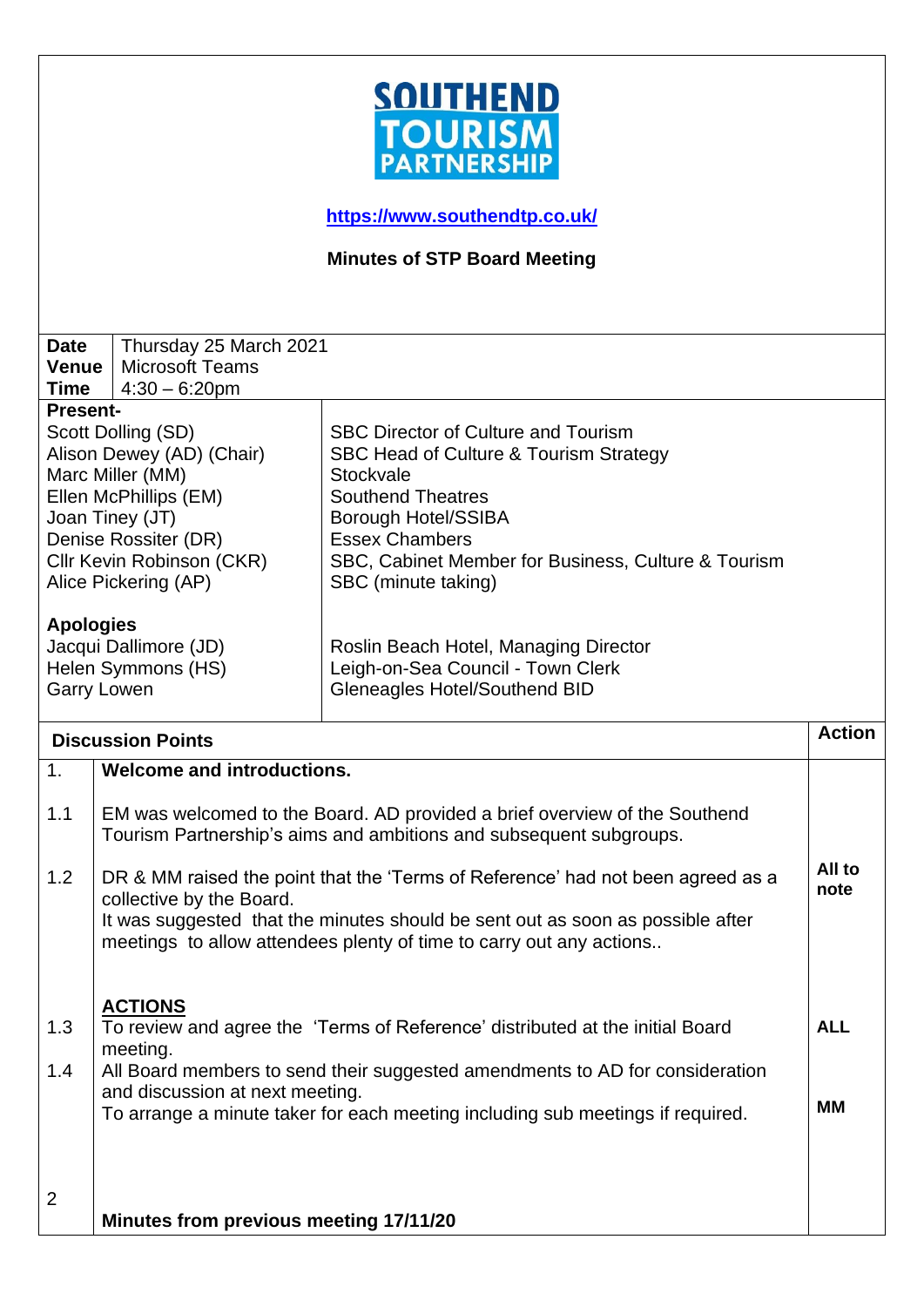SOUTHEND TOURISM PARTNERSHIP

https://www.southendtp.co.uk/

## Minutes of STP Board Meeting

| | |
|---|---|
| **Date** | Thursday 25 March 2021 |
| **Venue** | Microsoft Teams |
| **Time** | 4:30 – 6:20pm |

**Present-**

| | |
|---|---|
| Scott Dolling (SD) | SBC Director of Culture and Tourism |
| Alison Dewey (AD) (Chair) | SBC Head of Culture & Tourism Strategy |
| Marc Miller (MM) | Stockvale |
| Ellen McPhillips (EM) | Southend Theatres |
| Joan Tiney (JT) | Borough Hotel/SSIBA |
| Denise Rossiter (DR) | Essex Chambers |
| Cllr Kevin Robinson (CKR) | SBC, Cabinet Member for Business, Culture & Tourism |
| Alice Pickering (AP) | SBC (minute taking) |

**Apologies**

| | |
|---|---|
| Jacqui Dallimore (JD) | Roslin Beach Hotel, Managing Director |
| Helen Symmons (HS) | Leigh-on-Sea Council - Town Clerk |
| Garry Lowen | Gleneagles Hotel/Southend BID |

| | Discussion Points | Action |
|---|---|---|
| 1. | **Welcome and introductions.** | |
| 1.1 | EM was welcomed to the Board. AD provided a brief overview of the Southend Tourism Partnership's aims and ambitions and subsequent subgroups. | |
| 1.2 | DR & MM raised the point that the 'Terms of Reference' had not been agreed as a collective by the Board. It was suggested that the minutes should be sent out as soon as possible after meetings to allow attendees plenty of time to carry out any actions.. | **All to note** |
| | **ACTIONS** | |
| 1.3 | To review and agree the 'Terms of Reference' distributed at the initial Board meeting. | **ALL** |
| 1.4 | All Board members to send their suggested amendments to AD for consideration and discussion at next meeting. To arrange a minute taker for each meeting including sub meetings if required. | **MM** |
| 2 | **Minutes from previous meeting 17/11/20** | |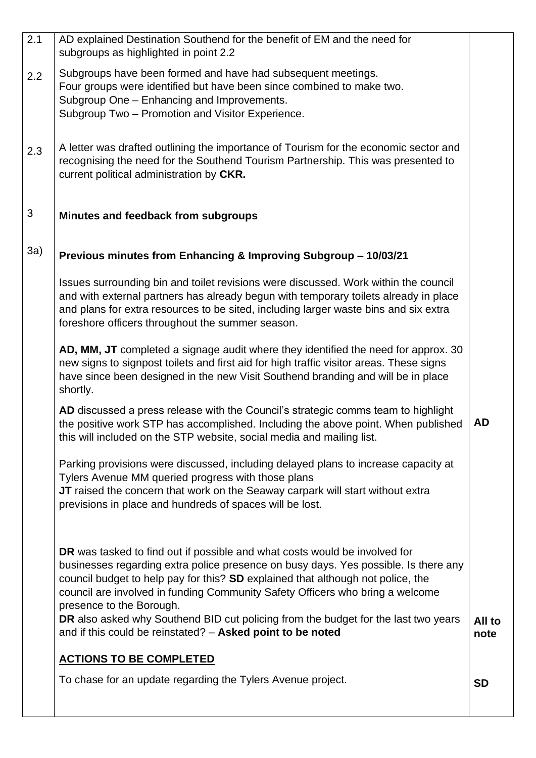| | | |
|---|---|---|
| 2.1 | AD explained Destination Southend for the benefit of EM and the need for subgroups as highlighted in point 2.2 | |
| 2.2 | Subgroups have been formed and have had subsequent meetings.<br>Four groups were identified but have been since combined to make two.<br>Subgroup One – Enhancing and Improvements.<br>Subgroup Two – Promotion and Visitor Experience. | |
| 2.3 | A letter was drafted outlining the importance of Tourism for the economic sector and recognising the need for the Southend Tourism Partnership. This was presented to current political administration by **CKR.** | |
| 3 | **Minutes and feedback from subgroups** | |
| 3a) | **Previous minutes from Enhancing & Improving Subgroup – 10/03/21**<br><br>Issues surrounding bin and toilet revisions were discussed. Work within the council and with external partners has already begun with temporary toilets already in place and plans for extra resources to be sited, including larger waste bins and six extra foreshore officers throughout the summer season.<br><br>**AD, MM, JT** completed a signage audit where they identified the need for approx. 30 new signs to signpost toilets and first aid for high traffic visitor areas. These signs have since been designed in the new Visit Southend branding and will be in place shortly.<br><br>**AD** discussed a press release with the Council's strategic comms team to highlight the positive work STP has accomplished. Including the above point. When published this will included on the STP website, social media and mailing list.<br><br>Parking provisions were discussed, including delayed plans to increase capacity at Tylers Avenue MM queried progress with those plans<br>**JT** raised the concern that work on the Seaway carpark will start without extra previsions in place and hundreds of spaces will be lost.<br><br>**DR** was tasked to find out if possible and what costs would be involved for businesses regarding extra police presence on busy days. Yes possible. Is there any council budget to help pay for this? **SD** explained that although not police, the council are involved in funding Community Safety Officers who bring a welcome presence to the Borough.<br>**DR** also asked why Southend BID cut policing from the budget for the last two years and if this could be reinstated? – **Asked point to be noted**<br><br>**<u>ACTIONS TO BE COMPLETED</u>**<br><br>To chase for an update regarding the Tylers Avenue project. | **AD**<br><br>**All to note**<br><br>**SD** |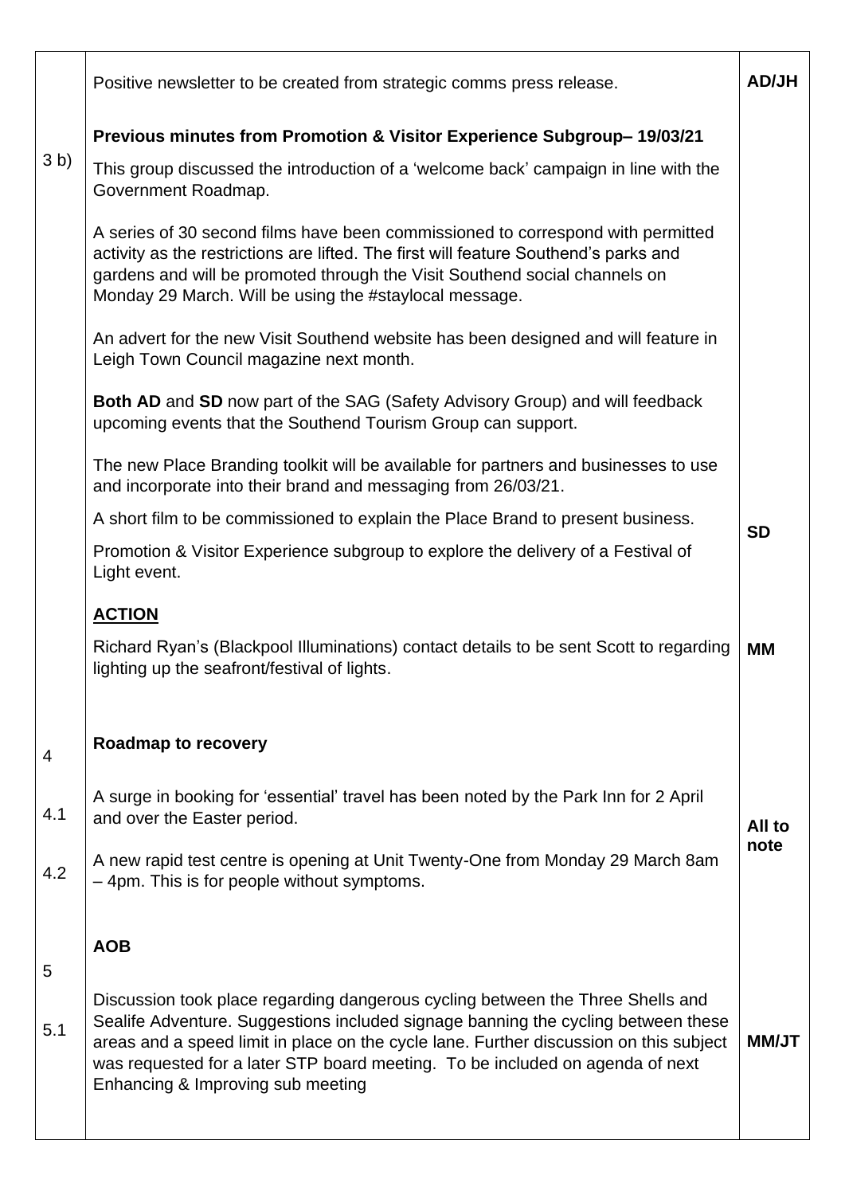| | | |
|---|---|---|
| | Positive newsletter to be created from strategic comms press release. | **AD/JH** |
| 3 b) | **Previous minutes from Promotion & Visitor Experience Subgroup– 19/03/21**<br><br>This group discussed the introduction of a 'welcome back' campaign in line with the Government Roadmap.<br><br>A series of 30 second films have been commissioned to correspond with permitted activity as the restrictions are lifted. The first will feature Southend's parks and gardens and will be promoted through the Visit Southend social channels on Monday 29 March. Will be using the #staylocal message.<br><br>An advert for the new Visit Southend website has been designed and will feature in Leigh Town Council magazine next month.<br><br>**Both AD** and **SD** now part of the SAG (Safety Advisory Group) and will feedback upcoming events that the Southend Tourism Group can support.<br><br>The new Place Branding toolkit will be available for partners and businesses to use and incorporate into their brand and messaging from 26/03/21.<br><br>A short film to be commissioned to explain the Place Brand to present business.<br><br>Promotion & Visitor Experience subgroup to explore the delivery of a Festival of Light event. | **SD** |
| | **ACTION**<br><br>Richard Ryan's (Blackpool Illuminations) contact details to be sent Scott to regarding lighting up the seafront/festival of lights. | **MM** |
| 4 | **Roadmap to recovery** | |
| 4.1 | A surge in booking for 'essential' travel has been noted by the Park Inn for 2 April and over the Easter period. | **All to note** |
| 4.2 | A new rapid test centre is opening at Unit Twenty-One from Monday 29 March 8am – 4pm. This is for people without symptoms. | |
| 5 | **AOB** | |
| 5.1 | Discussion took place regarding dangerous cycling between the Three Shells and Sealife Adventure. Suggestions included signage banning the cycling between these areas and a speed limit in place on the cycle lane. Further discussion on this subject was requested for a later STP board meeting. To be included on agenda of next Enhancing & Improving sub meeting | **MM/JT** |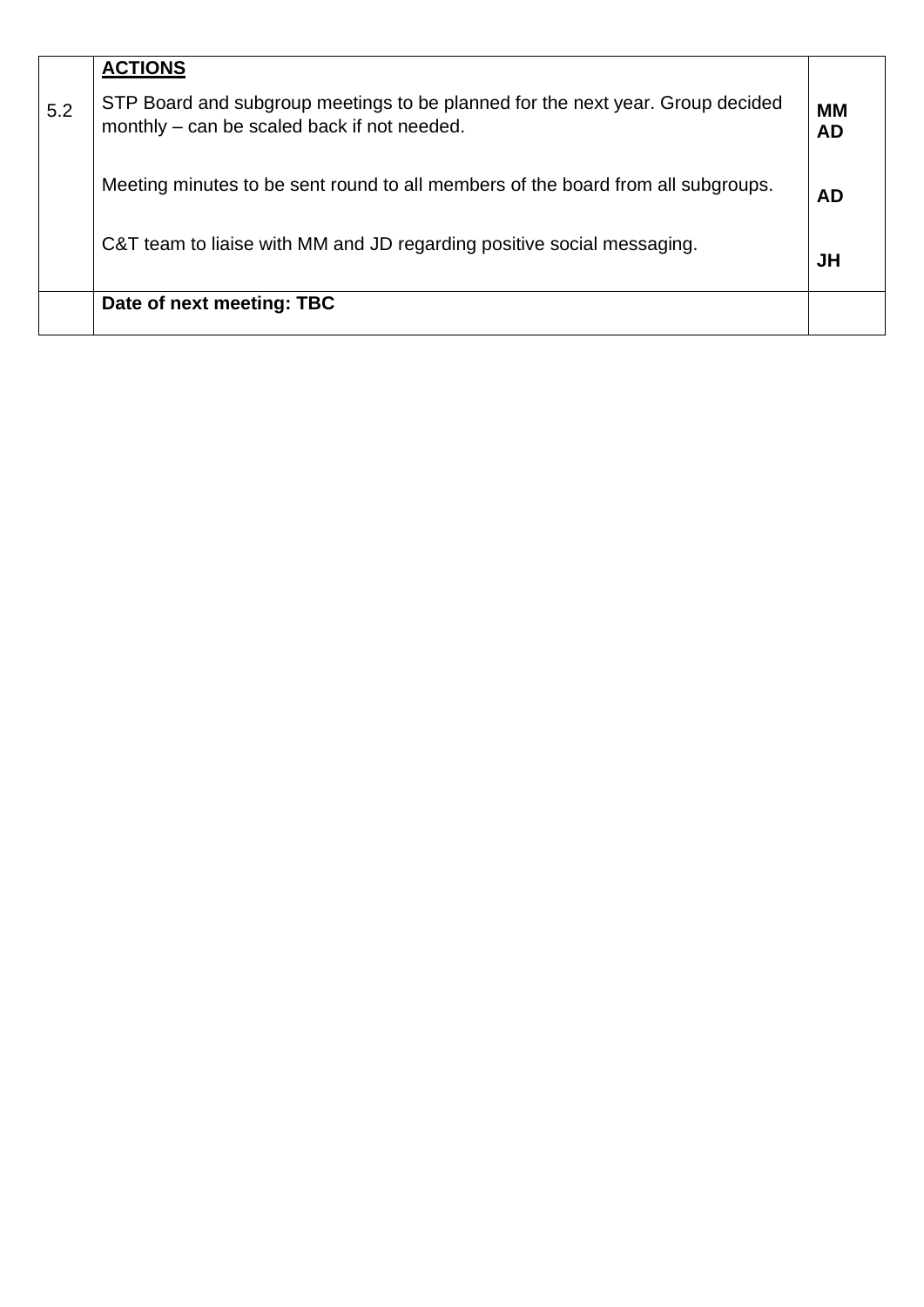| | | |
|---|---|---|
| 5.2 | **ACTIONS**<br><br>STP Board and subgroup meetings to be planned for the next year. Group decided monthly – can be scaled back if not needed.<br><br>Meeting minutes to be sent round to all members of the board from all subgroups.<br><br>C&T team to liaise with MM and JD regarding positive social messaging. | **MM**<br>**AD**<br><br>**AD**<br><br>**JH** |
| | **Date of next meeting: TBC** | |